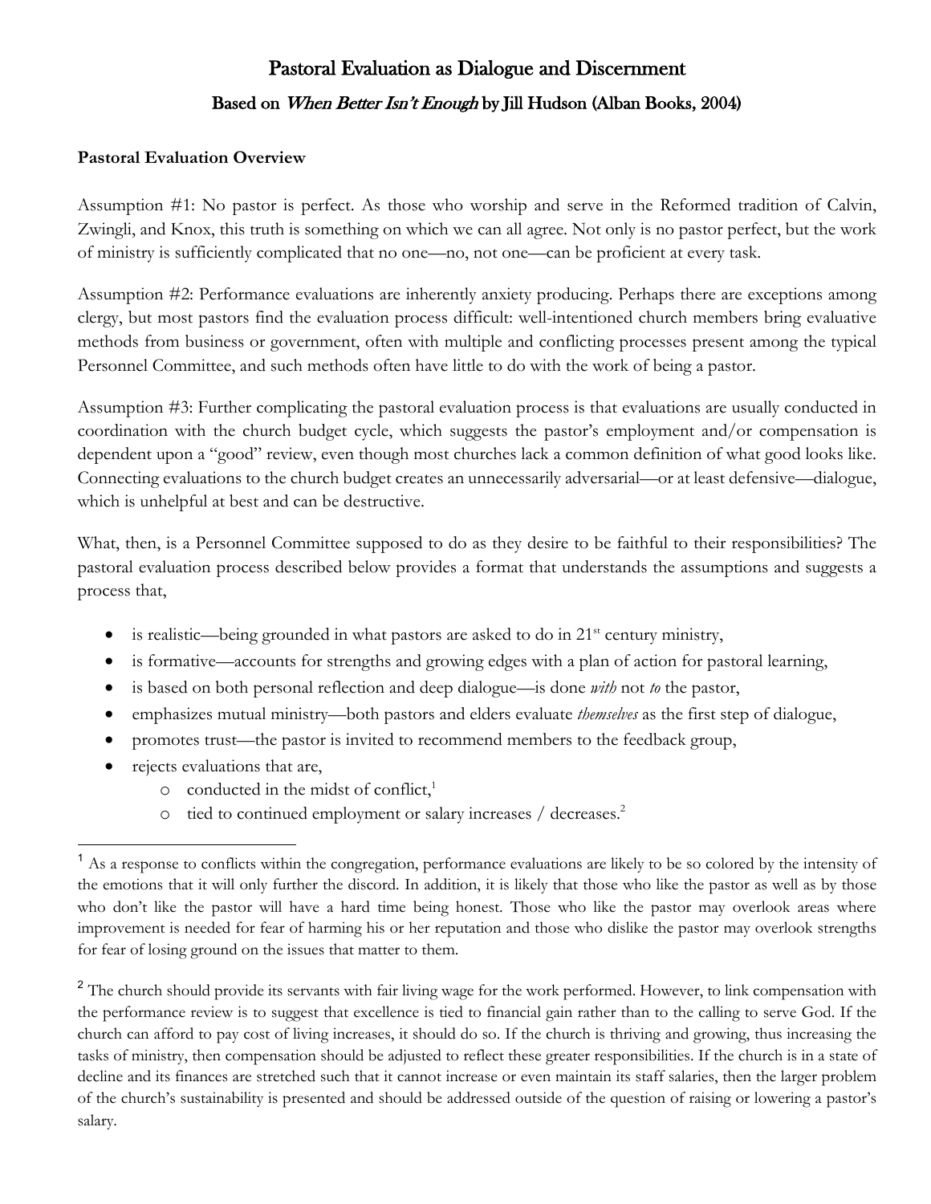// Pastoral Evaluation as Dialogue and Discernment

## Based on *When Better Isn't Enough* by Jill Hudson (Alban Books, 2004)

**Pastoral Evaluation Overview**

Assumption #1: No pastor is perfect. As those who worship and serve in the Reformed tradition of Calvin, Zwingli, and Knox, this truth is something on which we can all agree. Not only is no pastor perfect, but the work of ministry is sufficiently complicated that no one—no, not one—can be proficient at every task.

Assumption #2: Performance evaluations are inherently anxiety producing. Perhaps there are exceptions among clergy, but most pastors find the evaluation process difficult: well-intentioned church members bring evaluative methods from business or government, often with multiple and conflicting processes present among the typical Personnel Committee, and such methods often have little to do with the work of being a pastor.

Assumption #3: Further complicating the pastoral evaluation process is that evaluations are usually conducted in coordination with the church budget cycle, which suggests the pastor's employment and/or compensation is dependent upon a "good" review, even though most churches lack a common definition of what good looks like. Connecting evaluations to the church budget creates an unnecessarily adversarial—or at least defensive—dialogue, which is unhelpful at best and can be destructive.

What, then, is a Personnel Committee supposed to do as they desire to be faithful to their responsibilities? The pastoral evaluation process described below provides a format that understands the assumptions and suggests a process that,

- is realistic—being grounded in what pastors are asked to do in 21st century ministry,
- is formative—accounts for strengths and growing edges with a plan of action for pastoral learning,
- is based on both personal reflection and deep dialogue—is done *with* not *to* the pastor,
- emphasizes mutual ministry—both pastors and elders evaluate *themselves* as the first step of dialogue,
- promotes trust—the pastor is invited to recommend members to the feedback group,
- rejects evaluations that are,
  - conducted in the midst of conflict,[1]
  - tied to continued employment or salary increases / decreases.[2]

---

[1] As a response to conflicts within the congregation, performance evaluations are likely to be so colored by the intensity of the emotions that it will only further the discord. In addition, it is likely that those who like the pastor as well as by those who don't like the pastor will have a hard time being honest. Those who like the pastor may overlook areas where improvement is needed for fear of harming his or her reputation and those who dislike the pastor may overlook strengths for fear of losing ground on the issues that matter to them.

[2] The church should provide its servants with fair living wage for the work performed. However, to link compensation with the performance review is to suggest that excellence is tied to financial gain rather than to the calling to serve God. If the church can afford to pay cost of living increases, it should do so. If the church is thriving and growing, thus increasing the tasks of ministry, then compensation should be adjusted to reflect these greater responsibilities. If the church is in a state of decline and its finances are stretched such that it cannot increase or even maintain its staff salaries, then the larger problem of the church's sustainability is presented and should be addressed outside of the question of raising or lowering a pastor's salary.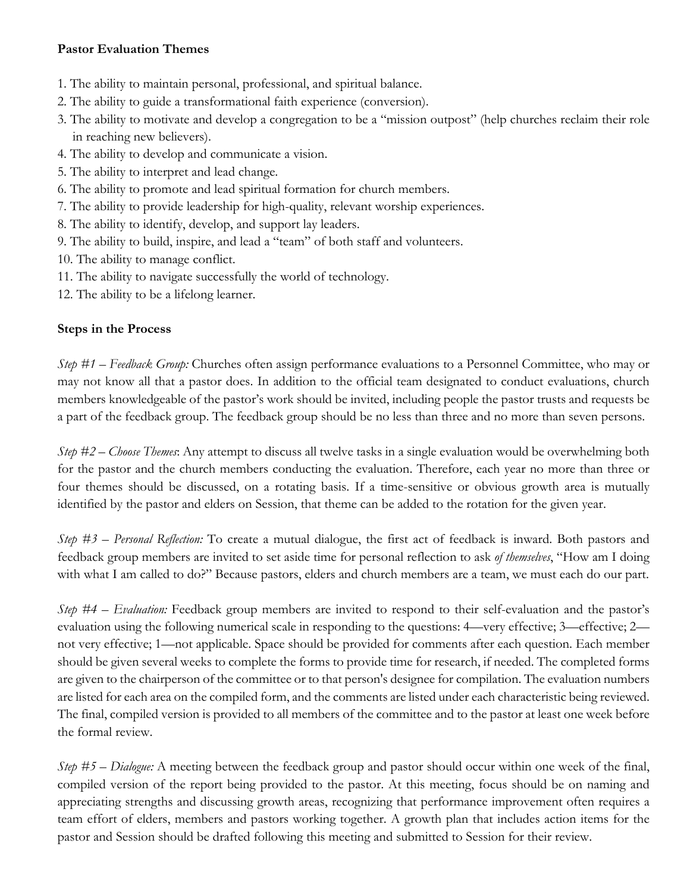**Pastor Evaluation Themes**

1. The ability to maintain personal, professional, and spiritual balance.
2. The ability to guide a transformational faith experience (conversion).
3. The ability to motivate and develop a congregation to be a "mission outpost" (help churches reclaim their role in reaching new believers).
4. The ability to develop and communicate a vision.
5. The ability to interpret and lead change.
6. The ability to promote and lead spiritual formation for church members.
7. The ability to provide leadership for high-quality, relevant worship experiences.
8. The ability to identify, develop, and support lay leaders.
9. The ability to build, inspire, and lead a "team" of both staff and volunteers.
10. The ability to manage conflict.
11. The ability to navigate successfully the world of technology.
12. The ability to be a lifelong learner.

**Steps in the Process**

*Step #1 – Feedback Group:* Churches often assign performance evaluations to a Personnel Committee, who may or may not know all that a pastor does. In addition to the official team designated to conduct evaluations, church members knowledgeable of the pastor's work should be invited, including people the pastor trusts and requests be a part of the feedback group. The feedback group should be no less than three and no more than seven persons.

*Step #2 – Choose Themes*: Any attempt to discuss all twelve tasks in a single evaluation would be overwhelming both for the pastor and the church members conducting the evaluation. Therefore, each year no more than three or four themes should be discussed, on a rotating basis. If a time-sensitive or obvious growth area is mutually identified by the pastor and elders on Session, that theme can be added to the rotation for the given year.

*Step #3 – Personal Reflection:* To create a mutual dialogue, the first act of feedback is inward. Both pastors and feedback group members are invited to set aside time for personal reflection to ask *of themselves*, "How am I doing with what I am called to do?" Because pastors, elders and church members are a team, we must each do our part.

*Step #4 – Evaluation:* Feedback group members are invited to respond to their self-evaluation and the pastor's evaluation using the following numerical scale in responding to the questions: 4—very effective; 3—effective; 2—not very effective; 1—not applicable. Space should be provided for comments after each question. Each member should be given several weeks to complete the forms to provide time for research, if needed. The completed forms are given to the chairperson of the committee or to that person's designee for compilation. The evaluation numbers are listed for each area on the compiled form, and the comments are listed under each characteristic being reviewed. The final, compiled version is provided to all members of the committee and to the pastor at least one week before the formal review.

*Step #5 – Dialogue:* A meeting between the feedback group and pastor should occur within one week of the final, compiled version of the report being provided to the pastor. At this meeting, focus should be on naming and appreciating strengths and discussing growth areas, recognizing that performance improvement often requires a team effort of elders, members and pastors working together. A growth plan that includes action items for the pastor and Session should be drafted following this meeting and submitted to Session for their review.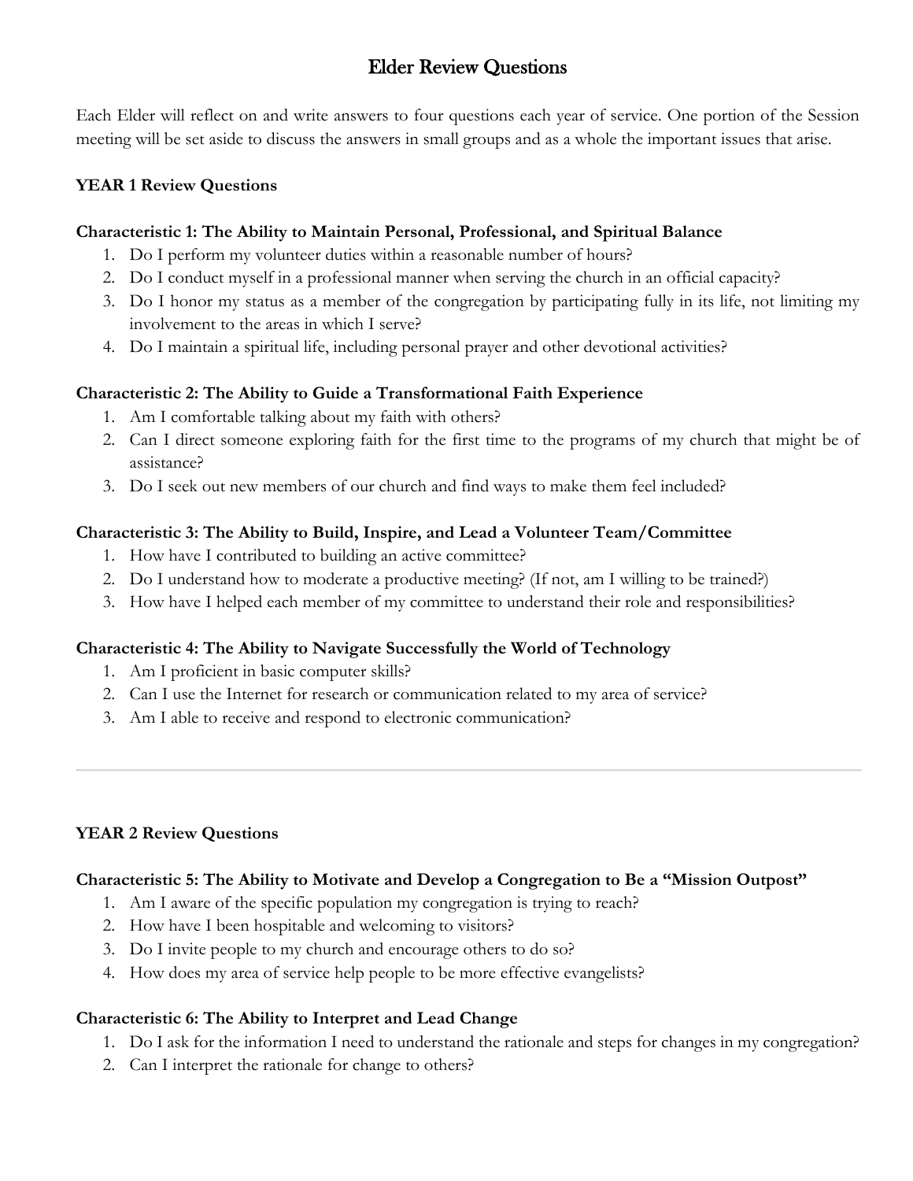# Elder Review Questions

Each Elder will reflect on and write answers to four questions each year of service. One portion of the Session meeting will be set aside to discuss the answers in small groups and as a whole the important issues that arise.

**YEAR 1 Review Questions**

**Characteristic 1: The Ability to Maintain Personal, Professional, and Spiritual Balance**

1. Do I perform my volunteer duties within a reasonable number of hours?
2. Do I conduct myself in a professional manner when serving the church in an official capacity?
3. Do I honor my status as a member of the congregation by participating fully in its life, not limiting my involvement to the areas in which I serve?
4. Do I maintain a spiritual life, including personal prayer and other devotional activities?

**Characteristic 2: The Ability to Guide a Transformational Faith Experience**

1. Am I comfortable talking about my faith with others?
2. Can I direct someone exploring faith for the first time to the programs of my church that might be of assistance?
3. Do I seek out new members of our church and find ways to make them feel included?

**Characteristic 3: The Ability to Build, Inspire, and Lead a Volunteer Team/Committee**

1. How have I contributed to building an active committee?
2. Do I understand how to moderate a productive meeting? (If not, am I willing to be trained?)
3. How have I helped each member of my committee to understand their role and responsibilities?

**Characteristic 4: The Ability to Navigate Successfully the World of Technology**

1. Am I proficient in basic computer skills?
2. Can I use the Internet for research or communication related to my area of service?
3. Am I able to receive and respond to electronic communication?

---

**YEAR 2 Review Questions**

**Characteristic 5: The Ability to Motivate and Develop a Congregation to Be a "Mission Outpost"**

1. Am I aware of the specific population my congregation is trying to reach?
2. How have I been hospitable and welcoming to visitors?
3. Do I invite people to my church and encourage others to do so?
4. How does my area of service help people to be more effective evangelists?

**Characteristic 6: The Ability to Interpret and Lead Change**

1. Do I ask for the information I need to understand the rationale and steps for changes in my congregation?
2. Can I interpret the rationale for change to others?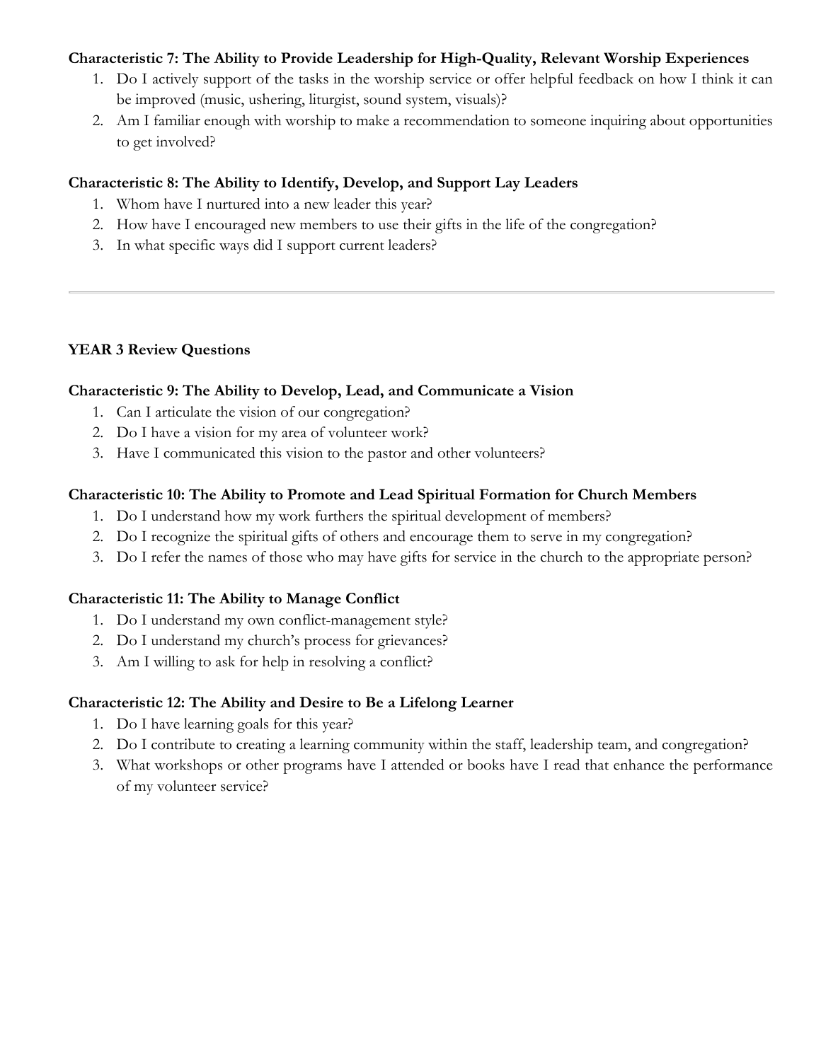**Characteristic 7: The Ability to Provide Leadership for High-Quality, Relevant Worship Experiences**

1. Do I actively support of the tasks in the worship service or offer helpful feedback on how I think it can be improved (music, ushering, liturgist, sound system, visuals)?
2. Am I familiar enough with worship to make a recommendation to someone inquiring about opportunities to get involved?

**Characteristic 8: The Ability to Identify, Develop, and Support Lay Leaders**

1. Whom have I nurtured into a new leader this year?
2. How have I encouraged new members to use their gifts in the life of the congregation?
3. In what specific ways did I support current leaders?

---

**YEAR 3 Review Questions**

**Characteristic 9: The Ability to Develop, Lead, and Communicate a Vision**

1. Can I articulate the vision of our congregation?
2. Do I have a vision for my area of volunteer work?
3. Have I communicated this vision to the pastor and other volunteers?

**Characteristic 10: The Ability to Promote and Lead Spiritual Formation for Church Members**

1. Do I understand how my work furthers the spiritual development of members?
2. Do I recognize the spiritual gifts of others and encourage them to serve in my congregation?
3. Do I refer the names of those who may have gifts for service in the church to the appropriate person?

**Characteristic 11: The Ability to Manage Conflict**

1. Do I understand my own conflict-management style?
2. Do I understand my church's process for grievances?
3. Am I willing to ask for help in resolving a conflict?

**Characteristic 12: The Ability and Desire to Be a Lifelong Learner**

1. Do I have learning goals for this year?
2. Do I contribute to creating a learning community within the staff, leadership team, and congregation?
3. What workshops or other programs have I attended or books have I read that enhance the performance of my volunteer service?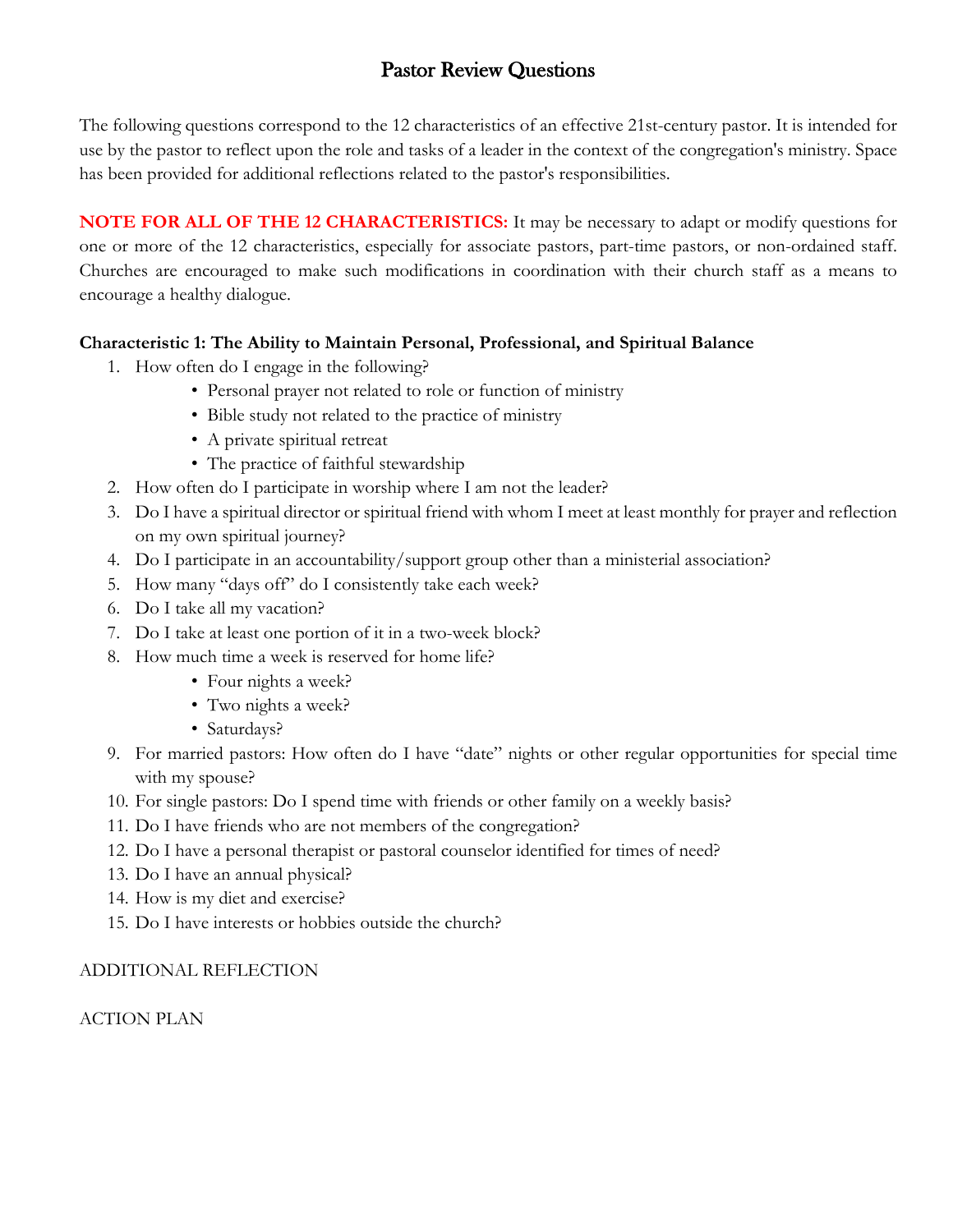# Pastor Review Questions

The following questions correspond to the 12 characteristics of an effective 21st-century pastor. It is intended for use by the pastor to reflect upon the role and tasks of a leader in the context of the congregation's ministry. Space has been provided for additional reflections related to the pastor's responsibilities.

**NOTE FOR ALL OF THE 12 CHARACTERISTICS:** It may be necessary to adapt or modify questions for one or more of the 12 characteristics, especially for associate pastors, part-time pastors, or non-ordained staff. Churches are encouraged to make such modifications in coordination with their church staff as a means to encourage a healthy dialogue.

**Characteristic 1: The Ability to Maintain Personal, Professional, and Spiritual Balance**

1. How often do I engage in the following?
   - Personal prayer not related to role or function of ministry
   - Bible study not related to the practice of ministry
   - A private spiritual retreat
   - The practice of faithful stewardship
2. How often do I participate in worship where I am not the leader?
3. Do I have a spiritual director or spiritual friend with whom I meet at least monthly for prayer and reflection on my own spiritual journey?
4. Do I participate in an accountability/support group other than a ministerial association?
5. How many "days off" do I consistently take each week?
6. Do I take all my vacation?
7. Do I take at least one portion of it in a two-week block?
8. How much time a week is reserved for home life?
   - Four nights a week?
   - Two nights a week?
   - Saturdays?
9. For married pastors: How often do I have "date" nights or other regular opportunities for special time with my spouse?
10. For single pastors: Do I spend time with friends or other family on a weekly basis?
11. Do I have friends who are not members of the congregation?
12. Do I have a personal therapist or pastoral counselor identified for times of need?
13. Do I have an annual physical?
14. How is my diet and exercise?
15. Do I have interests or hobbies outside the church?

ADDITIONAL REFLECTION

ACTION PLAN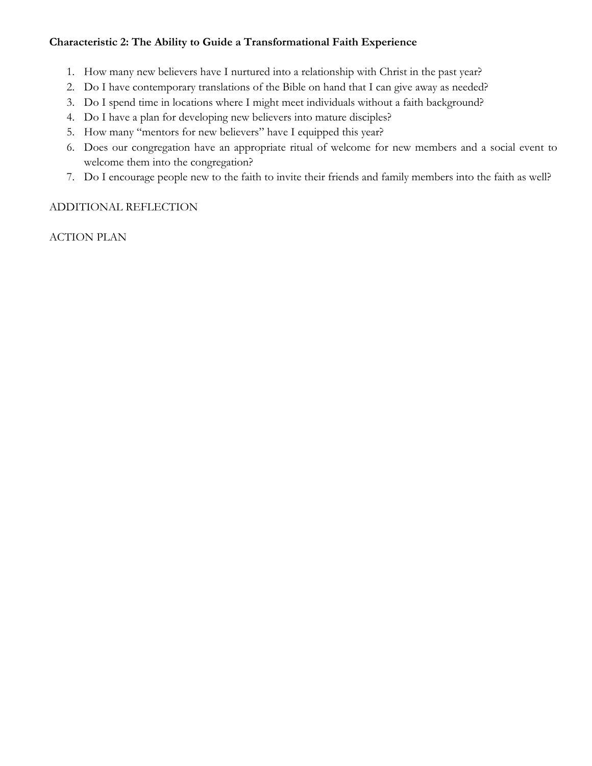**Characteristic 2: The Ability to Guide a Transformational Faith Experience**

1. How many new believers have I nurtured into a relationship with Christ in the past year?
2. Do I have contemporary translations of the Bible on hand that I can give away as needed?
3. Do I spend time in locations where I might meet individuals without a faith background?
4. Do I have a plan for developing new believers into mature disciples?
5. How many "mentors for new believers" have I equipped this year?
6. Does our congregation have an appropriate ritual of welcome for new members and a social event to welcome them into the congregation?
7. Do I encourage people new to the faith to invite their friends and family members into the faith as well?

ADDITIONAL REFLECTION

ACTION PLAN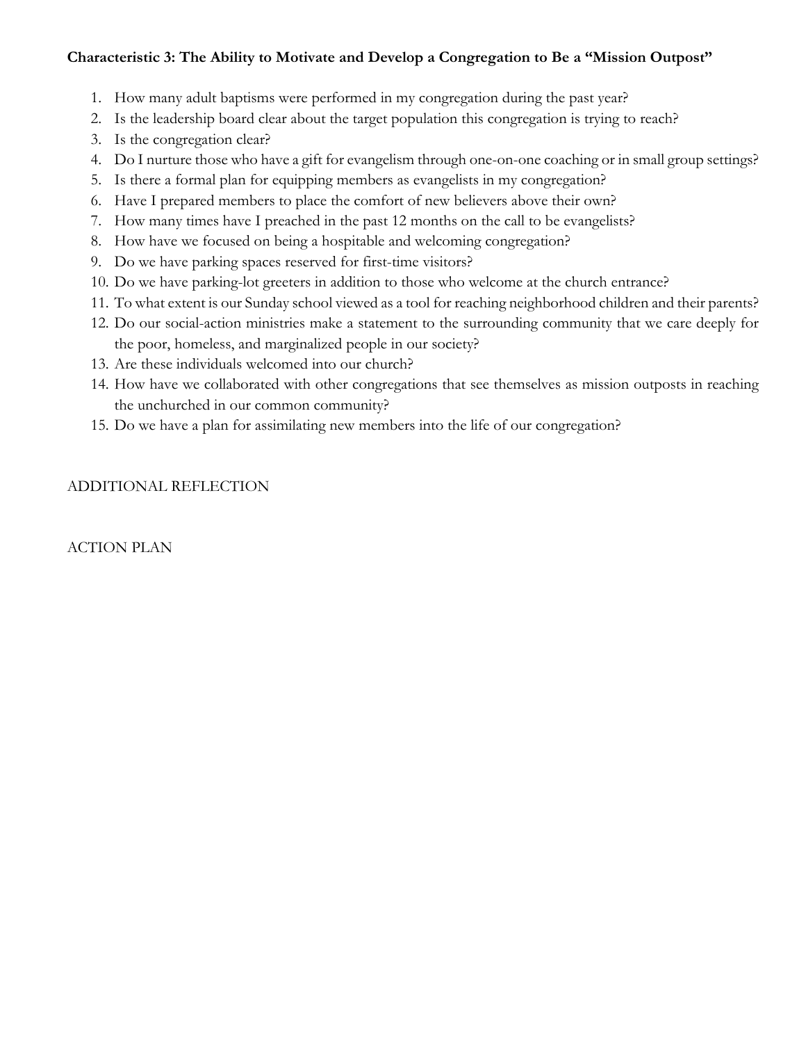**Characteristic 3: The Ability to Motivate and Develop a Congregation to Be a "Mission Outpost"**

1. How many adult baptisms were performed in my congregation during the past year?
2. Is the leadership board clear about the target population this congregation is trying to reach?
3. Is the congregation clear?
4. Do I nurture those who have a gift for evangelism through one-on-one coaching or in small group settings?
5. Is there a formal plan for equipping members as evangelists in my congregation?
6. Have I prepared members to place the comfort of new believers above their own?
7. How many times have I preached in the past 12 months on the call to be evangelists?
8. How have we focused on being a hospitable and welcoming congregation?
9. Do we have parking spaces reserved for first-time visitors?
10. Do we have parking-lot greeters in addition to those who welcome at the church entrance?
11. To what extent is our Sunday school viewed as a tool for reaching neighborhood children and their parents?
12. Do our social-action ministries make a statement to the surrounding community that we care deeply for the poor, homeless, and marginalized people in our society?
13. Are these individuals welcomed into our church?
14. How have we collaborated with other congregations that see themselves as mission outposts in reaching the unchurched in our common community?
15. Do we have a plan for assimilating new members into the life of our congregation?

ADDITIONAL REFLECTION

ACTION PLAN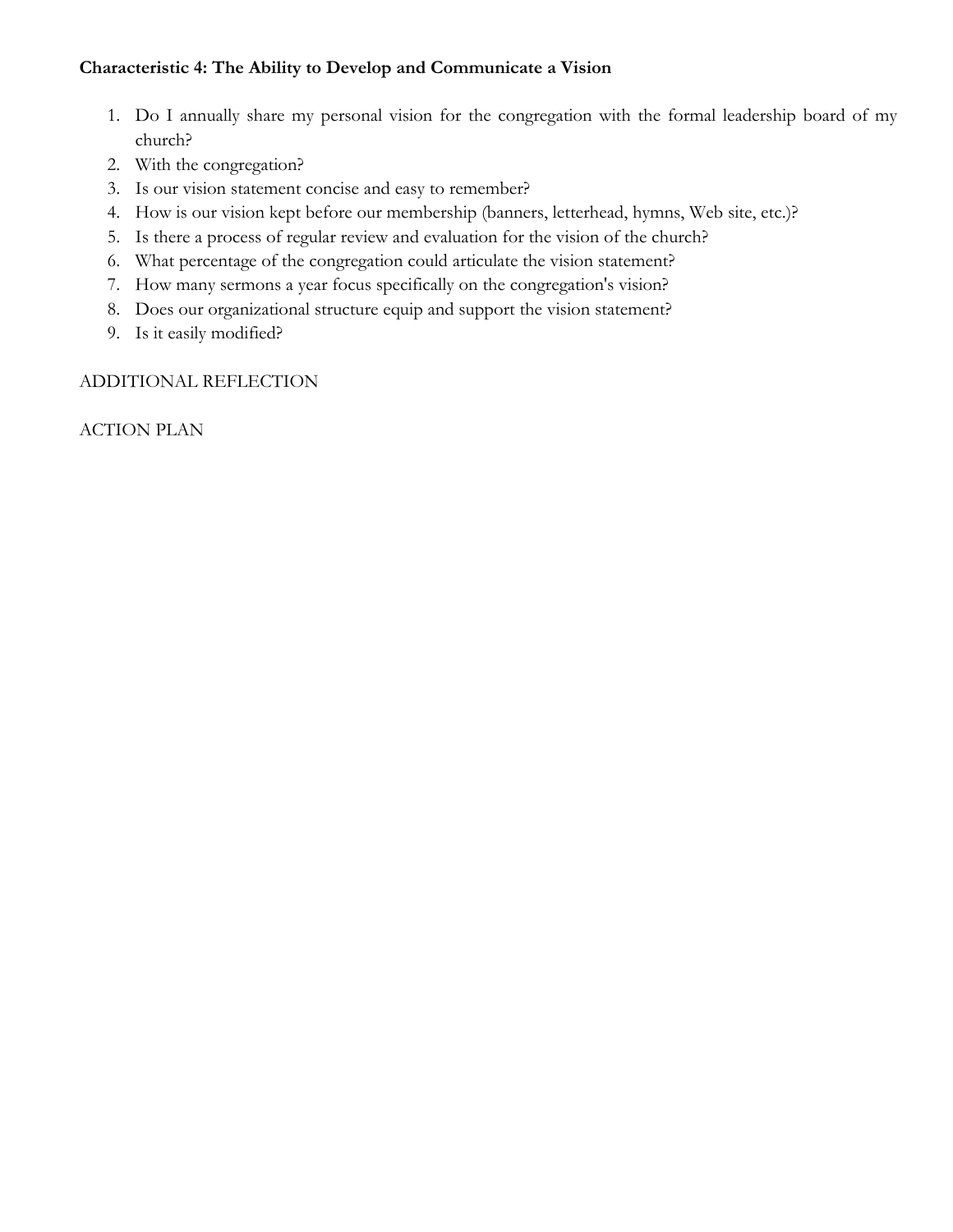**Characteristic 4: The Ability to Develop and Communicate a Vision**

1. Do I annually share my personal vision for the congregation with the formal leadership board of my church?
2. With the congregation?
3. Is our vision statement concise and easy to remember?
4. How is our vision kept before our membership (banners, letterhead, hymns, Web site, etc.)?
5. Is there a process of regular review and evaluation for the vision of the church?
6. What percentage of the congregation could articulate the vision statement?
7. How many sermons a year focus specifically on the congregation's vision?
8. Does our organizational structure equip and support the vision statement?
9. Is it easily modified?

ADDITIONAL REFLECTION

ACTION PLAN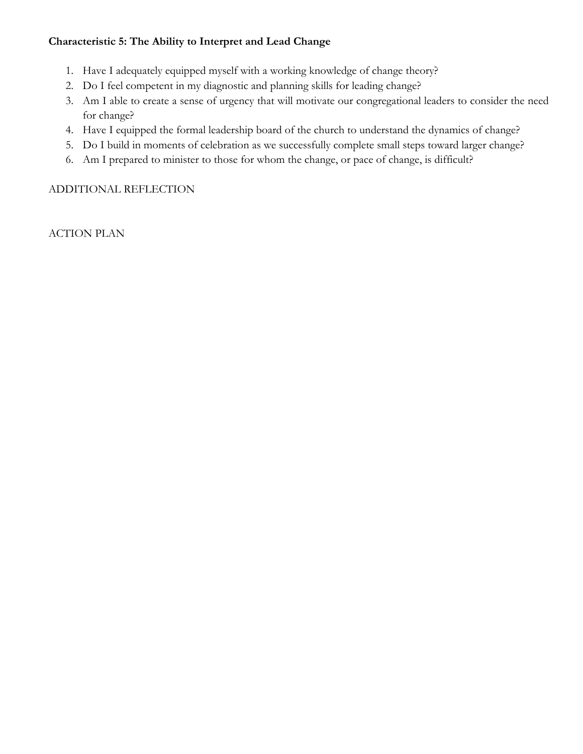**Characteristic 5: The Ability to Interpret and Lead Change**

1. Have I adequately equipped myself with a working knowledge of change theory?
2. Do I feel competent in my diagnostic and planning skills for leading change?
3. Am I able to create a sense of urgency that will motivate our congregational leaders to consider the need for change?
4. Have I equipped the formal leadership board of the church to understand the dynamics of change?
5. Do I build in moments of celebration as we successfully complete small steps toward larger change?
6. Am I prepared to minister to those for whom the change, or pace of change, is difficult?

ADDITIONAL REFLECTION

ACTION PLAN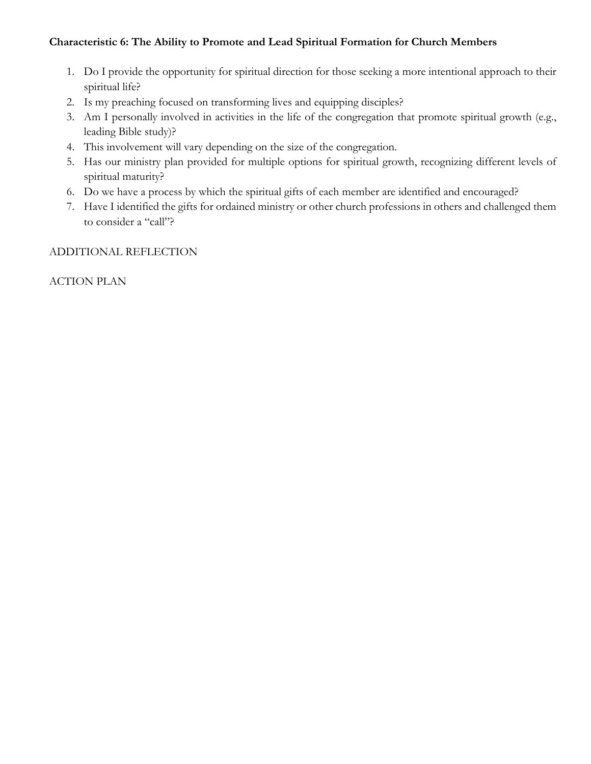**Characteristic 6: The Ability to Promote and Lead Spiritual Formation for Church Members**

1. Do I provide the opportunity for spiritual direction for those seeking a more intentional approach to their spiritual life?
2. Is my preaching focused on transforming lives and equipping disciples?
3. Am I personally involved in activities in the life of the congregation that promote spiritual growth (e.g., leading Bible study)?
4. This involvement will vary depending on the size of the congregation.
5. Has our ministry plan provided for multiple options for spiritual growth, recognizing different levels of spiritual maturity?
6. Do we have a process by which the spiritual gifts of each member are identified and encouraged?
7. Have I identified the gifts for ordained ministry or other church professions in others and challenged them to consider a "call"?

ADDITIONAL REFLECTION

ACTION PLAN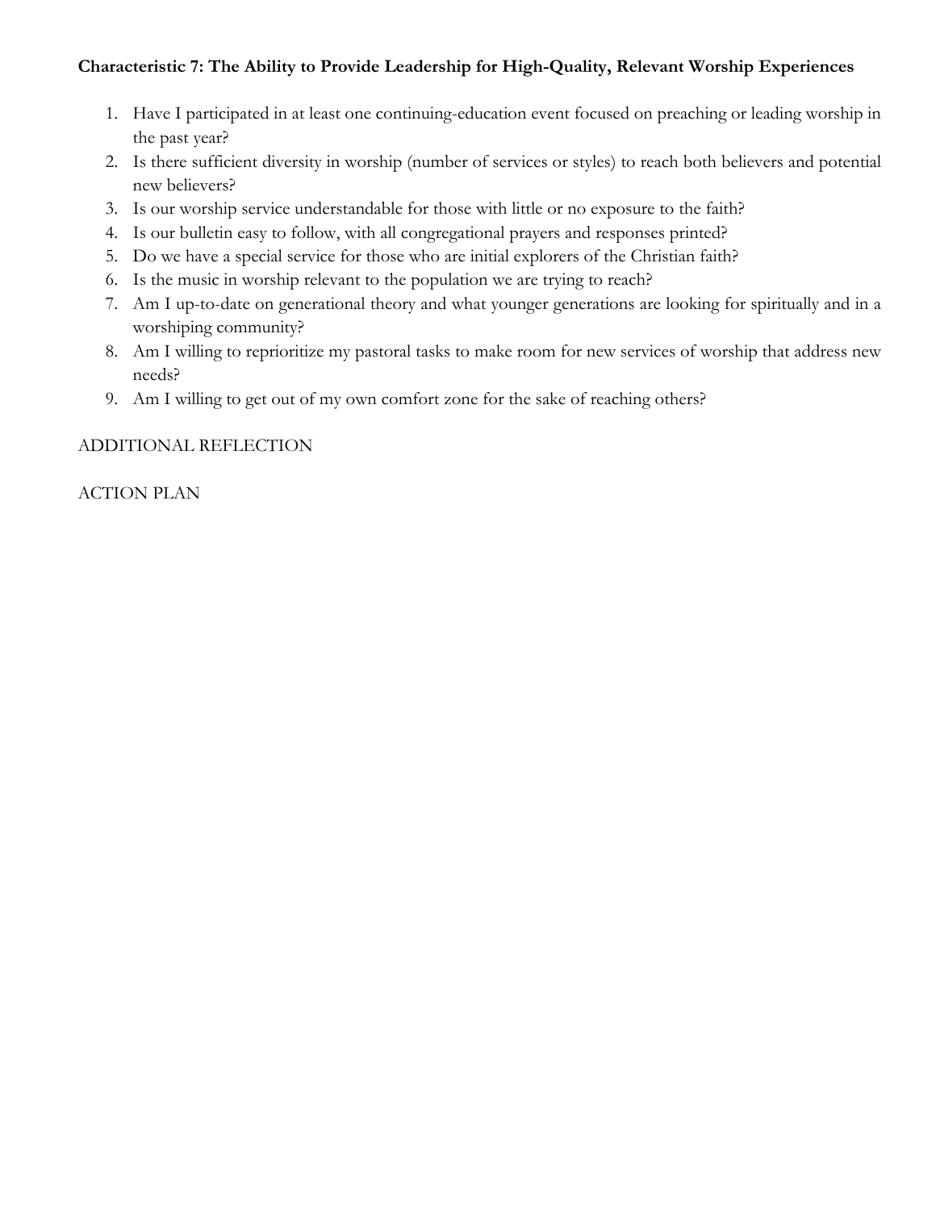**Characteristic 7: The Ability to Provide Leadership for High-Quality, Relevant Worship Experiences**

1. Have I participated in at least one continuing-education event focused on preaching or leading worship in the past year?
2. Is there sufficient diversity in worship (number of services or styles) to reach both believers and potential new believers?
3. Is our worship service understandable for those with little or no exposure to the faith?
4. Is our bulletin easy to follow, with all congregational prayers and responses printed?
5. Do we have a special service for those who are initial explorers of the Christian faith?
6. Is the music in worship relevant to the population we are trying to reach?
7. Am I up-to-date on generational theory and what younger generations are looking for spiritually and in a worshiping community?
8. Am I willing to reprioritize my pastoral tasks to make room for new services of worship that address new needs?
9. Am I willing to get out of my own comfort zone for the sake of reaching others?

ADDITIONAL REFLECTION

ACTION PLAN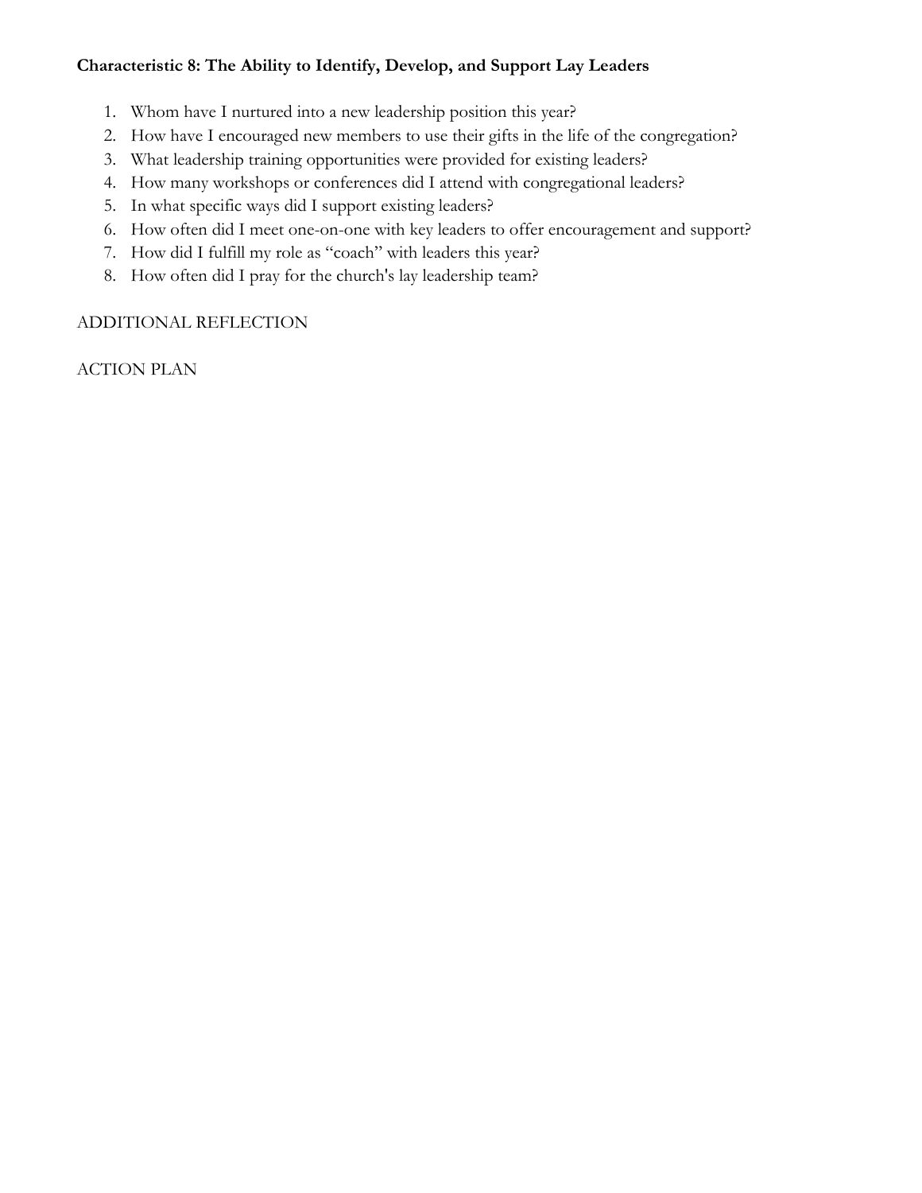**Characteristic 8: The Ability to Identify, Develop, and Support Lay Leaders**

1. Whom have I nurtured into a new leadership position this year?
2. How have I encouraged new members to use their gifts in the life of the congregation?
3. What leadership training opportunities were provided for existing leaders?
4. How many workshops or conferences did I attend with congregational leaders?
5. In what specific ways did I support existing leaders?
6. How often did I meet one-on-one with key leaders to offer encouragement and support?
7. How did I fulfill my role as "coach" with leaders this year?
8. How often did I pray for the church's lay leadership team?

ADDITIONAL REFLECTION

ACTION PLAN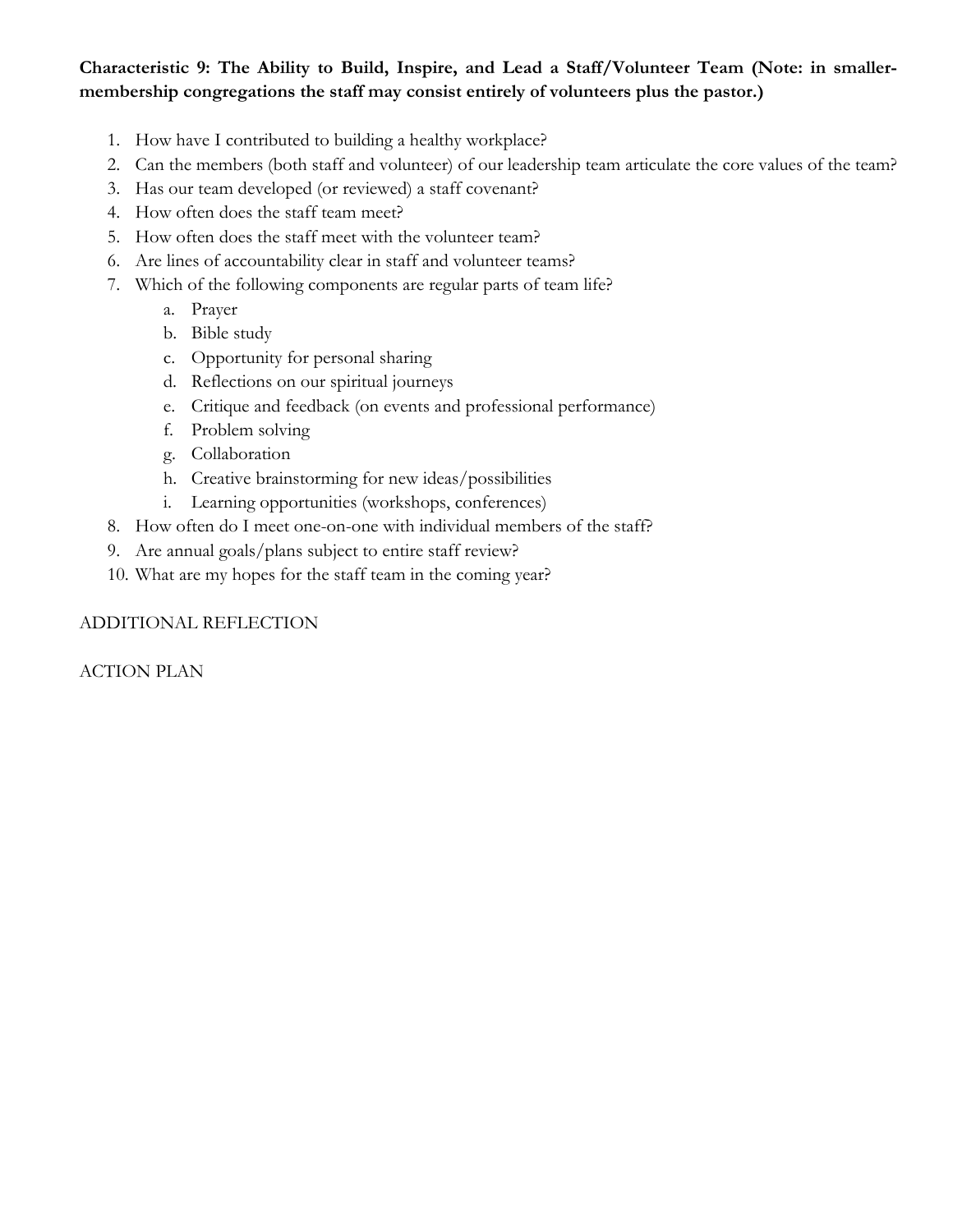**Characteristic 9: The Ability to Build, Inspire, and Lead a Staff/Volunteer Team (Note: in smaller-membership congregations the staff may consist entirely of volunteers plus the pastor.)**

1. How have I contributed to building a healthy workplace?
2. Can the members (both staff and volunteer) of our leadership team articulate the core values of the team?
3. Has our team developed (or reviewed) a staff covenant?
4. How often does the staff team meet?
5. How often does the staff meet with the volunteer team?
6. Are lines of accountability clear in staff and volunteer teams?
7. Which of the following components are regular parts of team life?
   a. Prayer
   b. Bible study
   c. Opportunity for personal sharing
   d. Reflections on our spiritual journeys
   e. Critique and feedback (on events and professional performance)
   f. Problem solving
   g. Collaboration
   h. Creative brainstorming for new ideas/possibilities
   i. Learning opportunities (workshops, conferences)
8. How often do I meet one-on-one with individual members of the staff?
9. Are annual goals/plans subject to entire staff review?
10. What are my hopes for the staff team in the coming year?

ADDITIONAL REFLECTION

ACTION PLAN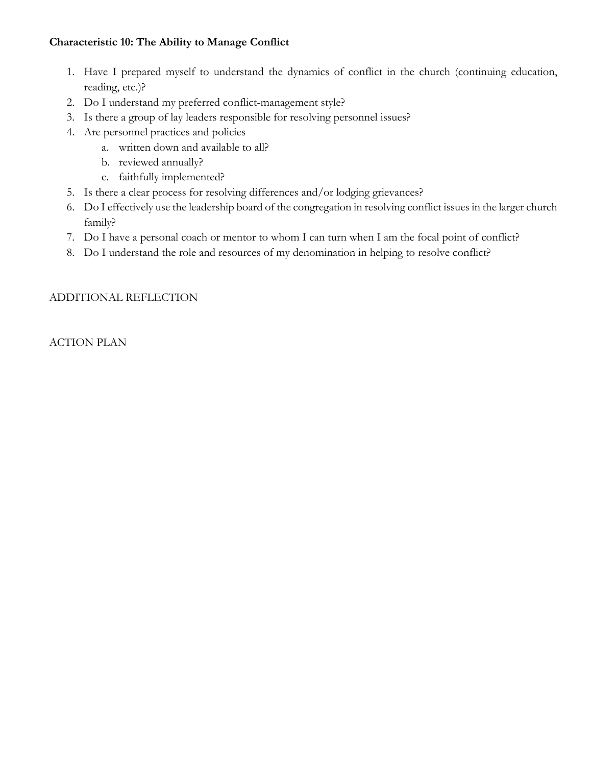**Characteristic 10: The Ability to Manage Conflict**

1. Have I prepared myself to understand the dynamics of conflict in the church (continuing education, reading, etc.)?
2. Do I understand my preferred conflict-management style?
3. Is there a group of lay leaders responsible for resolving personnel issues?
4. Are personnel practices and policies
    a. written down and available to all?
    b. reviewed annually?
    c. faithfully implemented?
5. Is there a clear process for resolving differences and/or lodging grievances?
6. Do I effectively use the leadership board of the congregation in resolving conflict issues in the larger church family?
7. Do I have a personal coach or mentor to whom I can turn when I am the focal point of conflict?
8. Do I understand the role and resources of my denomination in helping to resolve conflict?

ADDITIONAL REFLECTION

ACTION PLAN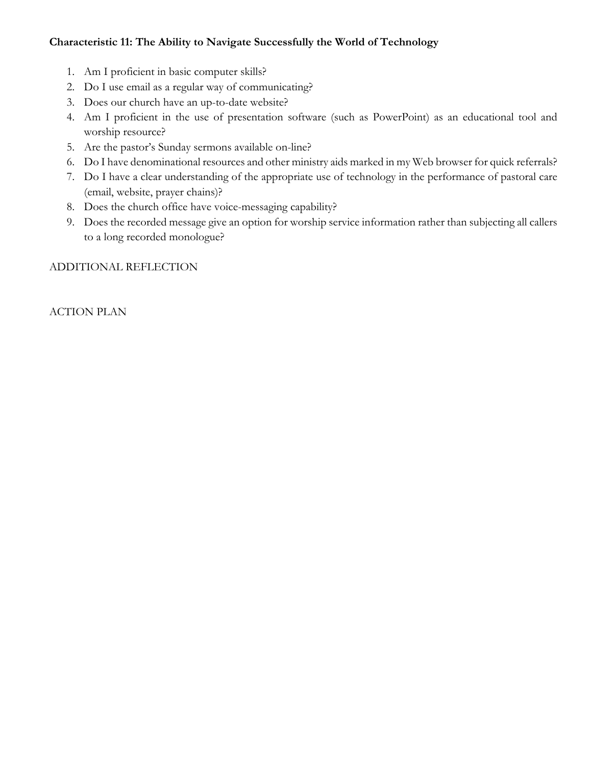**Characteristic 11: The Ability to Navigate Successfully the World of Technology**

1. Am I proficient in basic computer skills?
2. Do I use email as a regular way of communicating?
3. Does our church have an up-to-date website?
4. Am I proficient in the use of presentation software (such as PowerPoint) as an educational tool and worship resource?
5. Are the pastor's Sunday sermons available on-line?
6. Do I have denominational resources and other ministry aids marked in my Web browser for quick referrals?
7. Do I have a clear understanding of the appropriate use of technology in the performance of pastoral care (email, website, prayer chains)?
8. Does the church office have voice-messaging capability?
9. Does the recorded message give an option for worship service information rather than subjecting all callers to a long recorded monologue?

ADDITIONAL REFLECTION

ACTION PLAN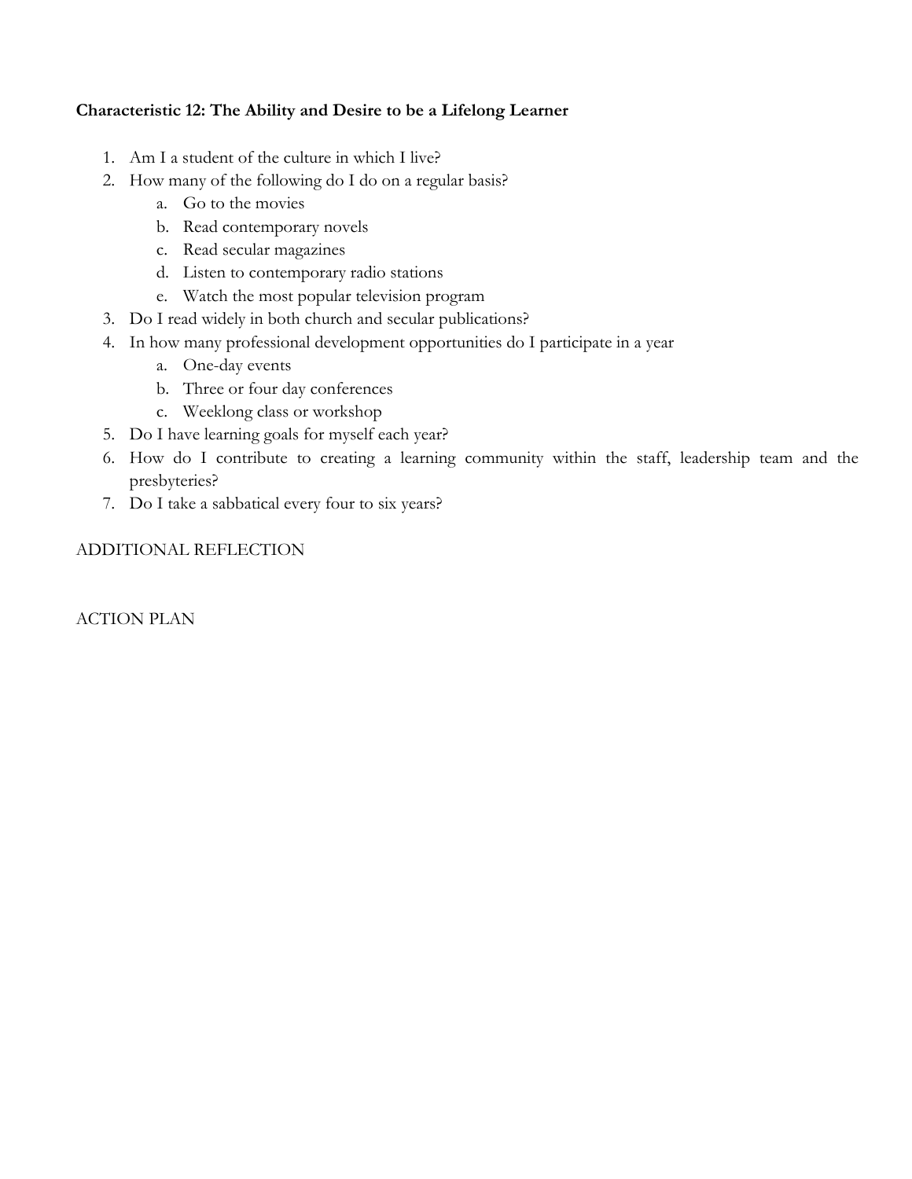**Characteristic 12: The Ability and Desire to be a Lifelong Learner**

1. Am I a student of the culture in which I live?
2. How many of the following do I do on a regular basis?
   a. Go to the movies
   b. Read contemporary novels
   c. Read secular magazines
   d. Listen to contemporary radio stations
   e. Watch the most popular television program
3. Do I read widely in both church and secular publications?
4. In how many professional development opportunities do I participate in a year
   a. One-day events
   b. Three or four day conferences
   c. Weeklong class or workshop
5. Do I have learning goals for myself each year?
6. How do I contribute to creating a learning community within the staff, leadership team and the presbyteries?
7. Do I take a sabbatical every four to six years?

ADDITIONAL REFLECTION

ACTION PLAN